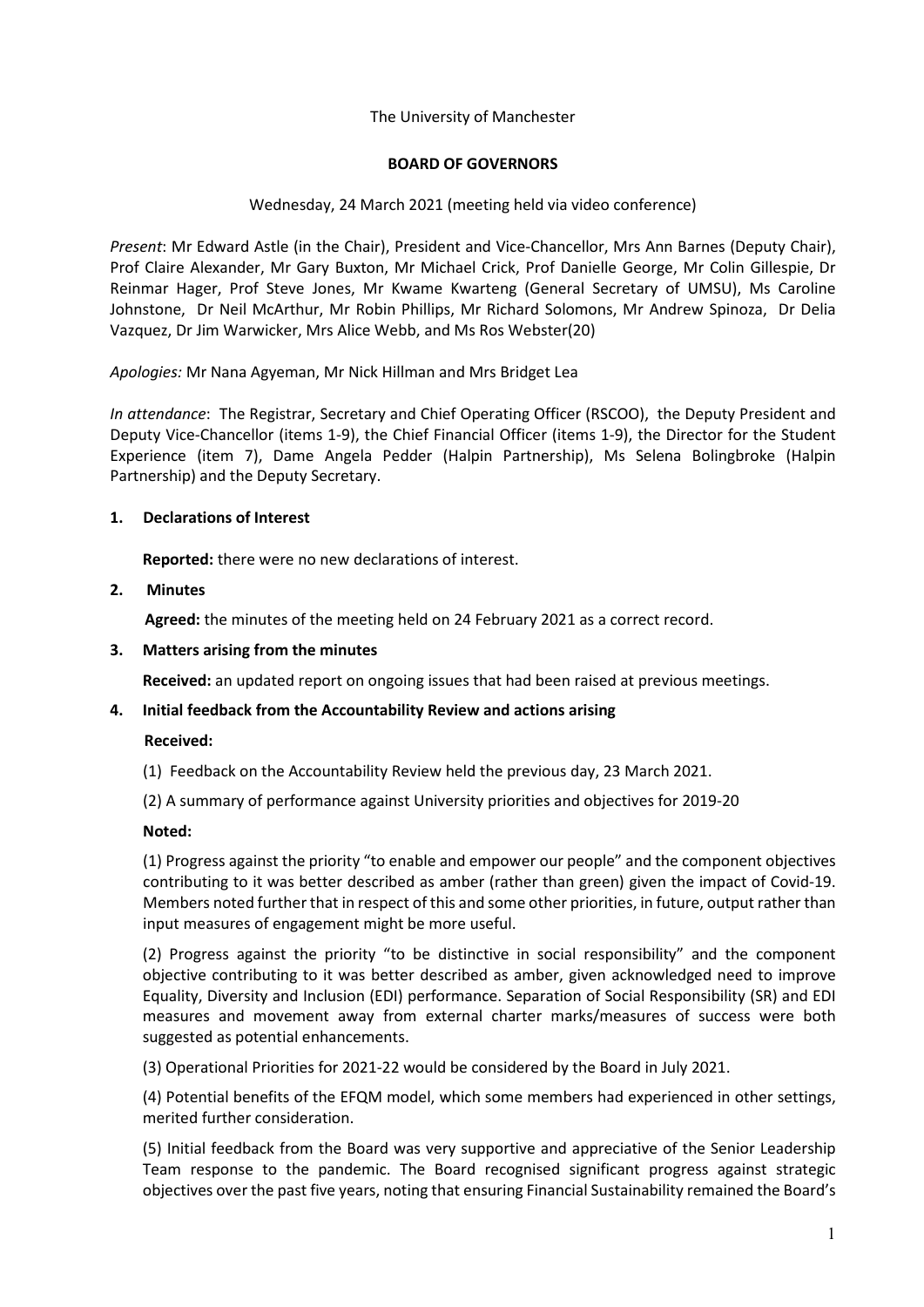The University of Manchester

**BOARD OF GOVERNORS**

Wednesday, 24 March 2021 (meeting held via video conference)

*Present*: Mr Edward Astle (in the Chair), President and Vice-Chancellor, Mrs Ann Barnes (Deputy Chair), Prof Claire Alexander, Mr Gary Buxton, Mr Michael Crick, Prof Danielle George, Mr Colin Gillespie, Dr Reinmar Hager, Prof Steve Jones, Mr Kwame Kwarteng (General Secretary of UMSU), Ms Caroline Johnstone, Dr Neil McArthur, Mr Robin Phillips, Mr Richard Solomons, Mr Andrew Spinoza, Dr Delia Vazquez, Dr Jim Warwicker, Mrs Alice Webb, and Ms Ros Webster(20)

*Apologies:* Mr Nana Agyeman, Mr Nick Hillman and Mrs Bridget Lea

*In attendance*: The Registrar, Secretary and Chief Operating Officer (RSCOO), the Deputy President and Deputy Vice-Chancellor (items 1-9), the Chief Financial Officer (items 1-9), the Director for the Student Experience (item 7), Dame Angela Pedder (Halpin Partnership), Ms Selena Bolingbroke (Halpin Partnership) and the Deputy Secretary.

## 1. Declarations of Interest

**Reported:** there were no new declarations of interest.

## 2. Minutes

**Agreed:** the minutes of the meeting held on 24 February 2021 as a correct record.

## 3. Matters arising from the minutes

**Received:** an updated report on ongoing issues that had been raised at previous meetings.

## 4. Initial feedback from the Accountability Review and actions arising

**Received:**

(1) Feedback on the Accountability Review held the previous day, 23 March 2021.

(2) A summary of performance against University priorities and objectives for 2019-20

**Noted:**

(1) Progress against the priority "to enable and empower our people" and the component objectives contributing to it was better described as amber (rather than green) given the impact of Covid-19. Members noted further that in respect of this and some other priorities, in future, output rather than input measures of engagement might be more useful.

(2) Progress against the priority "to be distinctive in social responsibility" and the component objective contributing to it was better described as amber, given acknowledged need to improve Equality, Diversity and Inclusion (EDI) performance. Separation of Social Responsibility (SR) and EDI measures and movement away from external charter marks/measures of success were both suggested as potential enhancements.

(3) Operational Priorities for 2021-22 would be considered by the Board in July 2021.

(4) Potential benefits of the EFQM model, which some members had experienced in other settings, merited further consideration.

(5) Initial feedback from the Board was very supportive and appreciative of the Senior Leadership Team response to the pandemic. The Board recognised significant progress against strategic objectives over the past five years, noting that ensuring Financial Sustainability remained the Board's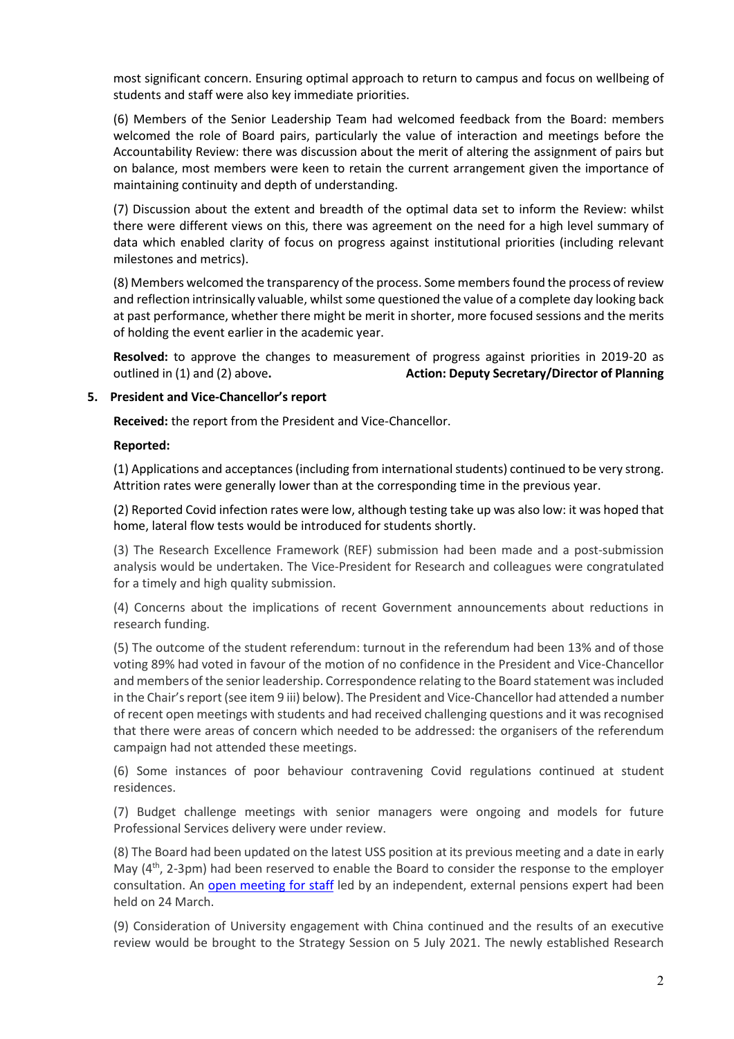most significant concern. Ensuring optimal approach to return to campus and focus on wellbeing of students and staff were also key immediate priorities.

(6) Members of the Senior Leadership Team had welcomed feedback from the Board: members welcomed the role of Board pairs, particularly the value of interaction and meetings before the Accountability Review: there was discussion about the merit of altering the assignment of pairs but on balance, most members were keen to retain the current arrangement given the importance of maintaining continuity and depth of understanding.

(7) Discussion about the extent and breadth of the optimal data set to inform the Review: whilst there were different views on this, there was agreement on the need for a high level summary of data which enabled clarity of focus on progress against institutional priorities (including relevant milestones and metrics).

(8) Members welcomed the transparency of the process. Some members found the process of review and reflection intrinsically valuable, whilst some questioned the value of a complete day looking back at past performance, whether there might be merit in shorter, more focused sessions and the merits of holding the event earlier in the academic year.

**Resolved:** to approve the changes to measurement of progress against priorities in 2019-20 as outlined in (1) and (2) above. **Action: Deputy Secretary/Director of Planning**

## 5. President and Vice-Chancellor's report

**Received:** the report from the President and Vice-Chancellor.

**Reported:**

(1) Applications and acceptances (including from international students) continued to be very strong. Attrition rates were generally lower than at the corresponding time in the previous year.

(2) Reported Covid infection rates were low, although testing take up was also low: it was hoped that home, lateral flow tests would be introduced for students shortly.

(3) The Research Excellence Framework (REF) submission had been made and a post-submission analysis would be undertaken. The Vice-President for Research and colleagues were congratulated for a timely and high quality submission.

(4) Concerns about the implications of recent Government announcements about reductions in research funding.

(5) The outcome of the student referendum: turnout in the referendum had been 13% and of those voting 89% had voted in favour of the motion of no confidence in the President and Vice-Chancellor and members of the senior leadership. Correspondence relating to the Board statement was included in the Chair's report (see item 9 iii) below). The President and Vice-Chancellor had attended a number of recent open meetings with students and had received challenging questions and it was recognised that there were areas of concern which needed to be addressed: the organisers of the referendum campaign had not attended these meetings.

(6) Some instances of poor behaviour contravening Covid regulations continued at student residences.

(7) Budget challenge meetings with senior managers were ongoing and models for future Professional Services delivery were under review.

(8) The Board had been updated on the latest USS position at its previous meeting and a date in early May (4th, 2-3pm) had been reserved to enable the Board to consider the response to the employer consultation. An open meeting for staff led by an independent, external pensions expert had been held on 24 March.

(9) Consideration of University engagement with China continued and the results of an executive review would be brought to the Strategy Session on 5 July 2021. The newly established Research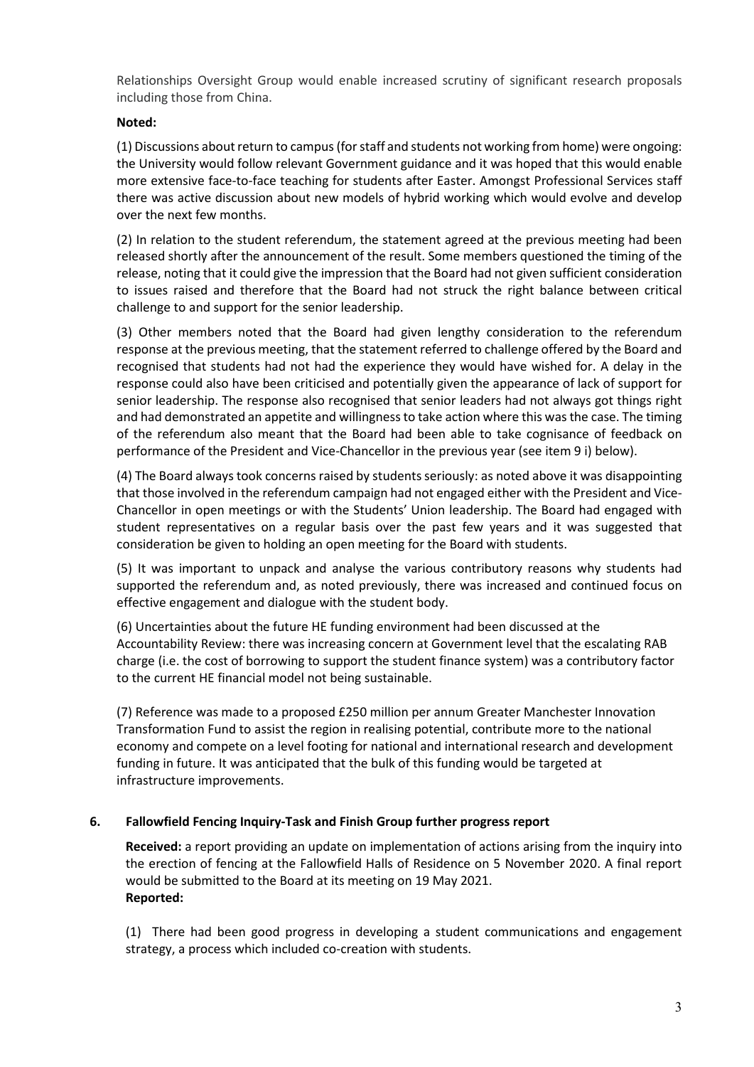Relationships Oversight Group would enable increased scrutiny of significant research proposals including those from China.

**Noted:**

(1) Discussions about return to campus (for staff and students not working from home) were ongoing: the University would follow relevant Government guidance and it was hoped that this would enable more extensive face-to-face teaching for students after Easter. Amongst Professional Services staff there was active discussion about new models of hybrid working which would evolve and develop over the next few months.

(2) In relation to the student referendum, the statement agreed at the previous meeting had been released shortly after the announcement of the result. Some members questioned the timing of the release, noting that it could give the impression that the Board had not given sufficient consideration to issues raised and therefore that the Board had not struck the right balance between critical challenge to and support for the senior leadership.

(3) Other members noted that the Board had given lengthy consideration to the referendum response at the previous meeting, that the statement referred to challenge offered by the Board and recognised that students had not had the experience they would have wished for. A delay in the response could also have been criticised and potentially given the appearance of lack of support for senior leadership. The response also recognised that senior leaders had not always got things right and had demonstrated an appetite and willingness to take action where this was the case. The timing of the referendum also meant that the Board had been able to take cognisance of feedback on performance of the President and Vice-Chancellor in the previous year (see item 9 i) below).

(4) The Board always took concerns raised by students seriously: as noted above it was disappointing that those involved in the referendum campaign had not engaged either with the President and Vice-Chancellor in open meetings or with the Students' Union leadership. The Board had engaged with student representatives on a regular basis over the past few years and it was suggested that consideration be given to holding an open meeting for the Board with students.

(5) It was important to unpack and analyse the various contributory reasons why students had supported the referendum and, as noted previously, there was increased and continued focus on effective engagement and dialogue with the student body.

(6) Uncertainties about the future HE funding environment had been discussed at the Accountability Review: there was increasing concern at Government level that the escalating RAB charge (i.e. the cost of borrowing to support the student finance system) was a contributory factor to the current HE financial model not being sustainable.

(7) Reference was made to a proposed £250 million per annum Greater Manchester Innovation Transformation Fund to assist the region in realising potential, contribute more to the national economy and compete on a level footing for national and international research and development funding in future. It was anticipated that the bulk of this funding would be targeted at infrastructure improvements.

## 6. Fallowfield Fencing Inquiry-Task and Finish Group further progress report

**Received:** a report providing an update on implementation of actions arising from the inquiry into the erection of fencing at the Fallowfield Halls of Residence on 5 November 2020. A final report would be submitted to the Board at its meeting on 19 May 2021.

**Reported:**

(1) There had been good progress in developing a student communications and engagement strategy, a process which included co-creation with students.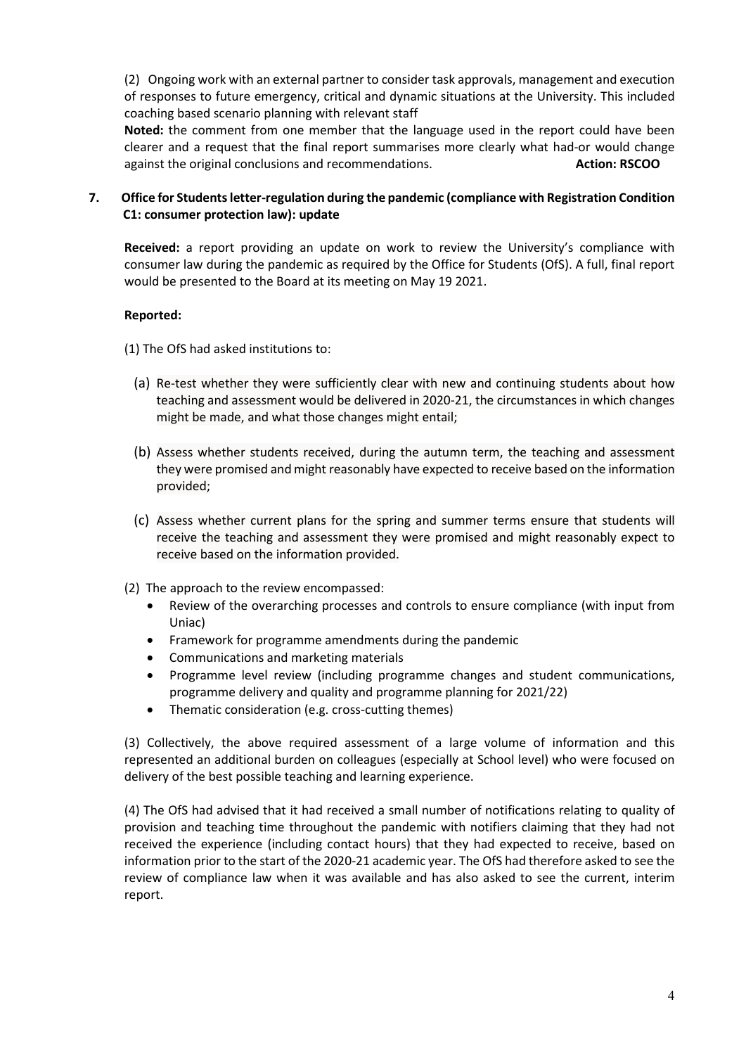(2) Ongoing work with an external partner to consider task approvals, management and execution of responses to future emergency, critical and dynamic situations at the University. This included coaching based scenario planning with relevant staff

**Noted:** the comment from one member that the language used in the report could have been clearer and a request that the final report summarises more clearly what had-or would change against the original conclusions and recommendations. **Action: RSCOO**

## 7. Office for Students letter-regulation during the pandemic (compliance with Registration Condition C1: consumer protection law): update

**Received:** a report providing an update on work to review the University's compliance with consumer law during the pandemic as required by the Office for Students (OfS). A full, final report would be presented to the Board at its meeting on May 19 2021.

**Reported:**

(1) The OfS had asked institutions to:

(a) Re-test whether they were sufficiently clear with new and continuing students about how teaching and assessment would be delivered in 2020-21, the circumstances in which changes might be made, and what those changes might entail;

(b) Assess whether students received, during the autumn term, the teaching and assessment they were promised and might reasonably have expected to receive based on the information provided;

(c) Assess whether current plans for the spring and summer terms ensure that students will receive the teaching and assessment they were promised and might reasonably expect to receive based on the information provided.

(2) The approach to the review encompassed:

- Review of the overarching processes and controls to ensure compliance (with input from Uniac)
- Framework for programme amendments during the pandemic
- Communications and marketing materials
- Programme level review (including programme changes and student communications, programme delivery and quality and programme planning for 2021/22)
- Thematic consideration (e.g. cross-cutting themes)

(3) Collectively, the above required assessment of a large volume of information and this represented an additional burden on colleagues (especially at School level) who were focused on delivery of the best possible teaching and learning experience.

(4) The OfS had advised that it had received a small number of notifications relating to quality of provision and teaching time throughout the pandemic with notifiers claiming that they had not received the experience (including contact hours) that they had expected to receive, based on information prior to the start of the 2020-21 academic year. The OfS had therefore asked to see the review of compliance law when it was available and has also asked to see the current, interim report.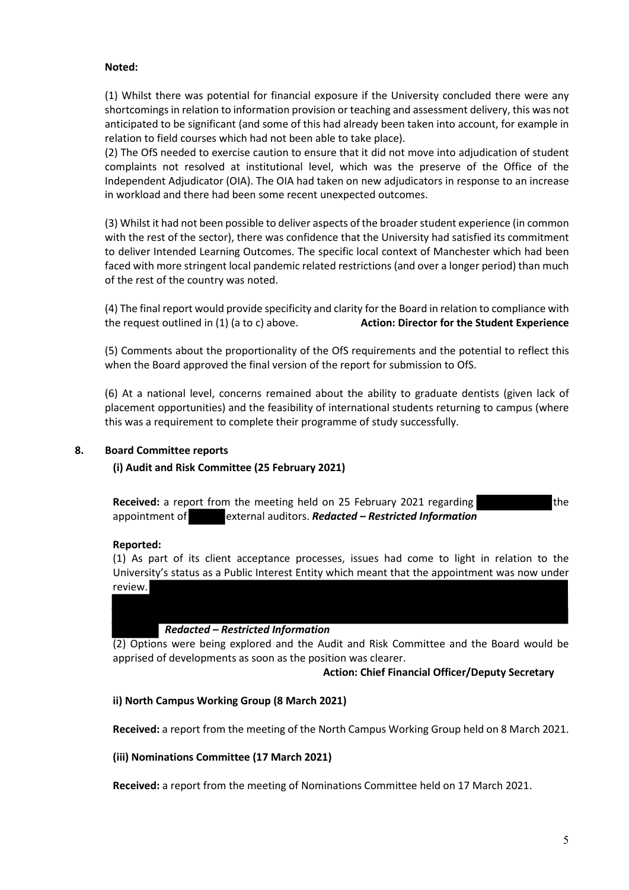**Noted:**

(1) Whilst there was potential for financial exposure if the University concluded there were any shortcomings in relation to information provision or teaching and assessment delivery, this was not anticipated to be significant (and some of this had already been taken into account, for example in relation to field courses which had not been able to take place).

(2) The OfS needed to exercise caution to ensure that it did not move into adjudication of student complaints not resolved at institutional level, which was the preserve of the Office of the Independent Adjudicator (OIA). The OIA had taken on new adjudicators in response to an increase in workload and there had been some recent unexpected outcomes.

(3) Whilst it had not been possible to deliver aspects of the broader student experience (in common with the rest of the sector), there was confidence that the University had satisfied its commitment to deliver Intended Learning Outcomes. The specific local context of Manchester which had been faced with more stringent local pandemic related restrictions (and over a longer period) than much of the rest of the country was noted.

(4) The final report would provide specificity and clarity for the Board in relation to compliance with the request outlined in (1) (a to c) above. **Action: Director for the Student Experience**

(5) Comments about the proportionality of the OfS requirements and the potential to reflect this when the Board approved the final version of the report for submission to OfS.

(6) At a national level, concerns remained about the ability to graduate dentists (given lack of placement opportunities) and the feasibility of international students returning to campus (where this was a requirement to complete their programme of study successfully.

## 8. Board Committee reports

### (i) Audit and Risk Committee (25 February 2021)

**Received:** a report from the meeting held on 25 February 2021 regarding the appointment of external auditors. ***Redacted – Restricted Information***

**Reported:**

(1) As part of its client acceptance processes, issues had come to light in relation to the University's status as a Public Interest Entity which meant that the appointment was now under review. ***Redacted – Restricted Information***

(2) Options were being explored and the Audit and Risk Committee and the Board would be apprised of developments as soon as the position was clearer.

**Action: Chief Financial Officer/Deputy Secretary**

### ii) North Campus Working Group (8 March 2021)

**Received:** a report from the meeting of the North Campus Working Group held on 8 March 2021.

### (iii) Nominations Committee (17 March 2021)

**Received:** a report from the meeting of Nominations Committee held on 17 March 2021.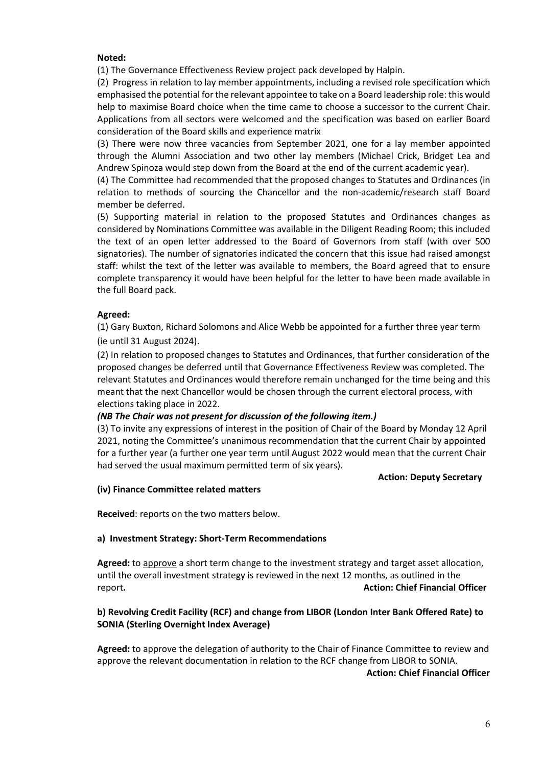**Noted:**

(1) The Governance Effectiveness Review project pack developed by Halpin.

(2) Progress in relation to lay member appointments, including a revised role specification which emphasised the potential for the relevant appointee to take on a Board leadership role: this would help to maximise Board choice when the time came to choose a successor to the current Chair. Applications from all sectors were welcomed and the specification was based on earlier Board consideration of the Board skills and experience matrix

(3) There were now three vacancies from September 2021, one for a lay member appointed through the Alumni Association and two other lay members (Michael Crick, Bridget Lea and Andrew Spinoza would step down from the Board at the end of the current academic year).

(4) The Committee had recommended that the proposed changes to Statutes and Ordinances (in relation to methods of sourcing the Chancellor and the non-academic/research staff Board member be deferred.

(5) Supporting material in relation to the proposed Statutes and Ordinances changes as considered by Nominations Committee was available in the Diligent Reading Room; this included the text of an open letter addressed to the Board of Governors from staff (with over 500 signatories). The number of signatories indicated the concern that this issue had raised amongst staff: whilst the text of the letter was available to members, the Board agreed that to ensure complete transparency it would have been helpful for the letter to have been made available in the full Board pack.

**Agreed:**

(1) Gary Buxton, Richard Solomons and Alice Webb be appointed for a further three year term (ie until 31 August 2024).

(2) In relation to proposed changes to Statutes and Ordinances, that further consideration of the proposed changes be deferred until that Governance Effectiveness Review was completed. The relevant Statutes and Ordinances would therefore remain unchanged for the time being and this meant that the next Chancellor would be chosen through the current electoral process, with elections taking place in 2022.

***(NB The Chair was not present for discussion of the following item.)***

(3) To invite any expressions of interest in the position of Chair of the Board by Monday 12 April 2021, noting the Committee's unanimous recommendation that the current Chair by appointed for a further year (a further one year term until August 2022 would mean that the current Chair had served the usual maximum permitted term of six years).

**Action: Deputy Secretary**

**(iv) Finance Committee related matters**

**Received**: reports on the two matters below.

**a) Investment Strategy: Short-Term Recommendations**

**Agreed:** to approve a short term change to the investment strategy and target asset allocation, until the overall investment strategy is reviewed in the next 12 months, as outlined in the report**.**

**Action: Chief Financial Officer**

**b) Revolving Credit Facility (RCF) and change from LIBOR (London Inter Bank Offered Rate) to SONIA (Sterling Overnight Index Average)**

**Agreed:** to approve the delegation of authority to the Chair of Finance Committee to review and approve the relevant documentation in relation to the RCF change from LIBOR to SONIA.

**Action: Chief Financial Officer**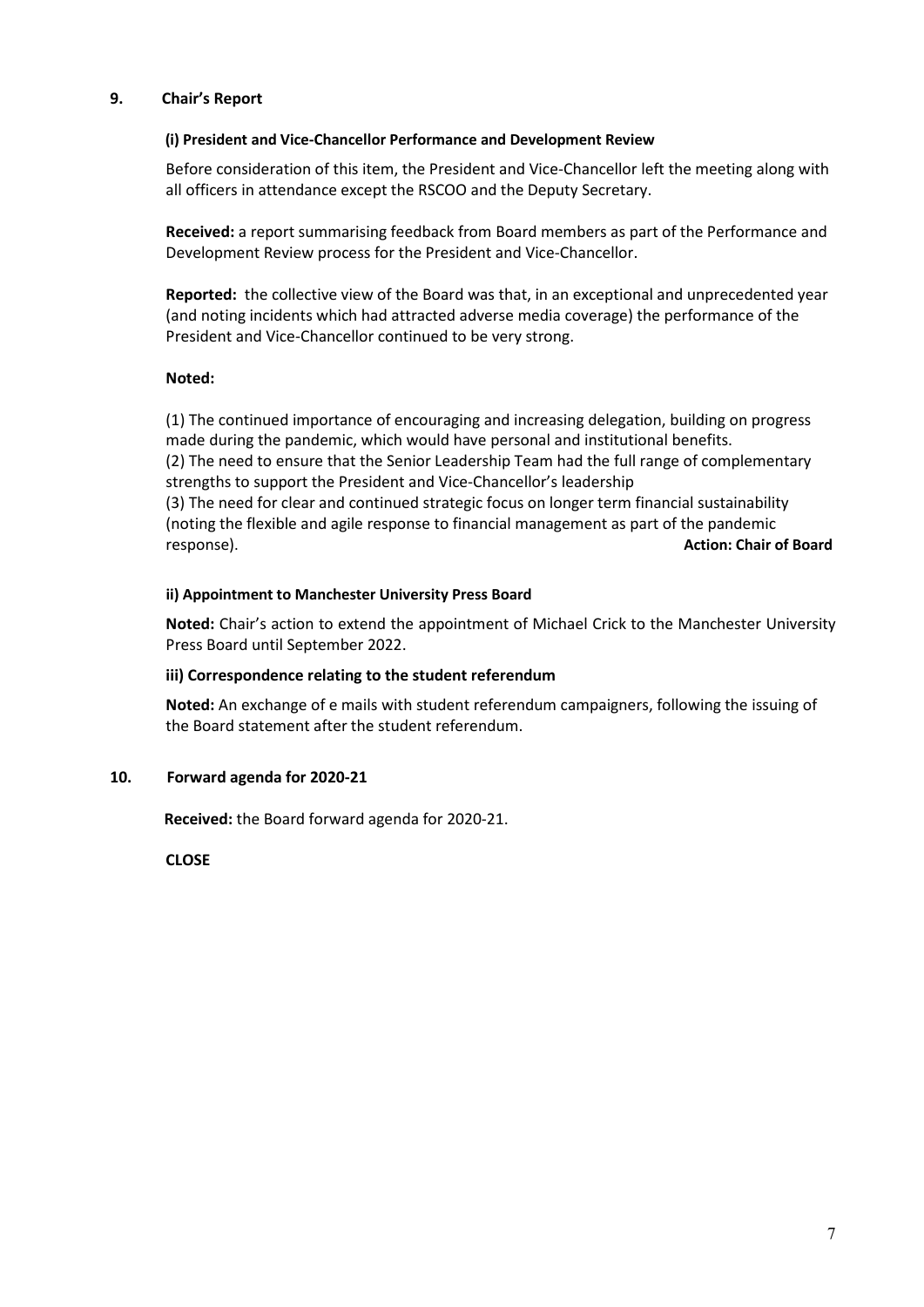## 9. Chair's Report

### (i) President and Vice-Chancellor Performance and Development Review

Before consideration of this item, the President and Vice-Chancellor left the meeting along with all officers in attendance except the RSCOO and the Deputy Secretary.

**Received:** a report summarising feedback from Board members as part of the Performance and Development Review process for the President and Vice-Chancellor.

**Reported:** the collective view of the Board was that, in an exceptional and unprecedented year (and noting incidents which had attracted adverse media coverage) the performance of the President and Vice-Chancellor continued to be very strong.

**Noted:**

(1) The continued importance of encouraging and increasing delegation, building on progress made during the pandemic, which would have personal and institutional benefits.
(2) The need to ensure that the Senior Leadership Team had the full range of complementary strengths to support the President and Vice-Chancellor's leadership
(3) The need for clear and continued strategic focus on longer term financial sustainability (noting the flexible and agile response to financial management as part of the pandemic response). **Action: Chair of Board**

### ii) Appointment to Manchester University Press Board

**Noted:** Chair's action to extend the appointment of Michael Crick to the Manchester University Press Board until September 2022.

### iii) Correspondence relating to the student referendum

**Noted:** An exchange of e mails with student referendum campaigners, following the issuing of the Board statement after the student referendum.

## 10. Forward agenda for 2020-21

**Received:** the Board forward agenda for 2020-21.

**CLOSE**